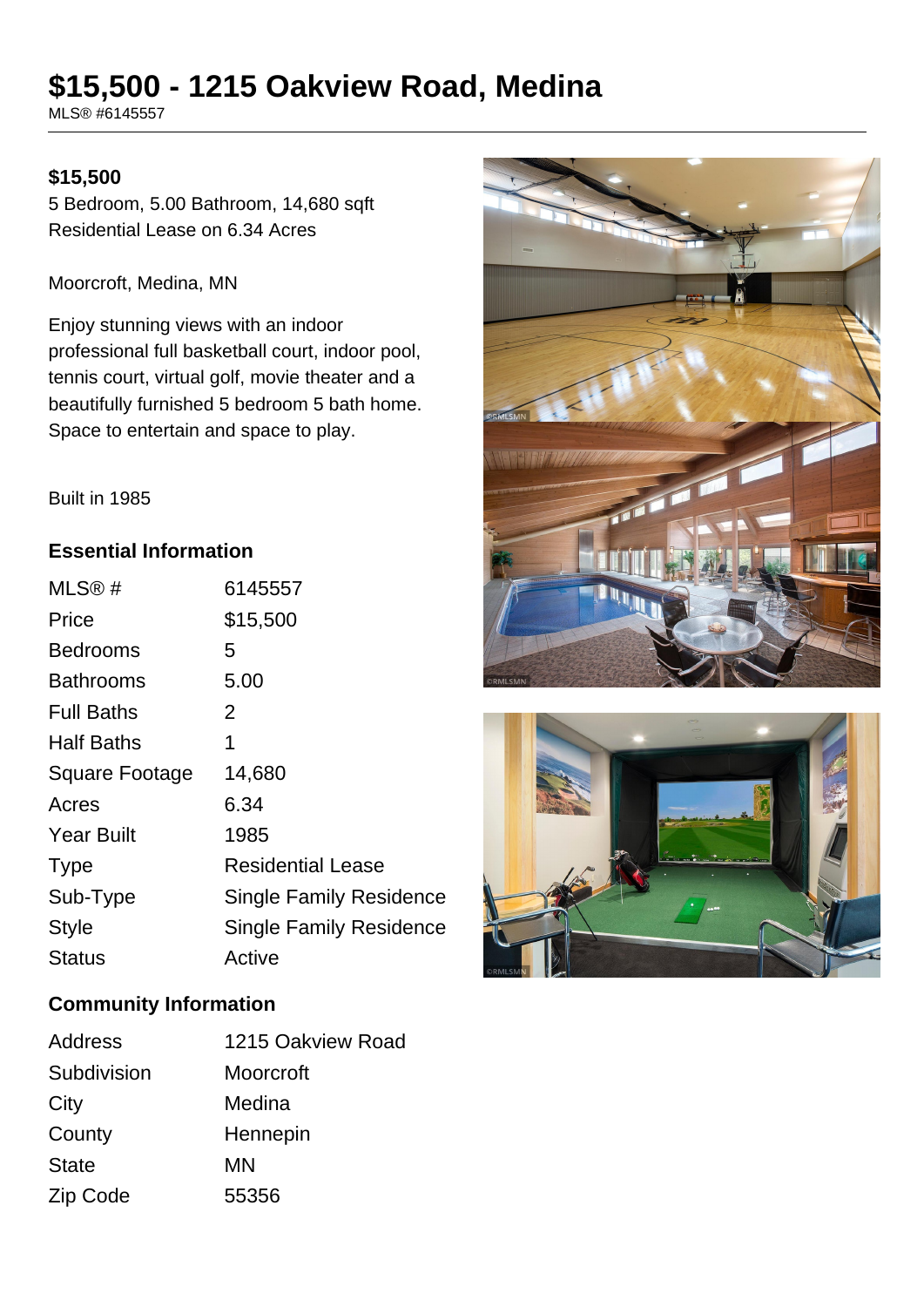# $15,500 - 1215 Oakview Road, Medina

MLS® #6145557

**$15,500**

5 Bedroom, 5.00 Bathroom, 14,680 sqft
Residential Lease on 6.34 Acres

Moorcroft, Medina, MN

Enjoy stunning views with an indoor professional full basketball court, indoor pool, tennis court, virtual golf, movie theater and a beautifully furnished 5 bedroom 5 bath home. Space to entertain and space to play.

Built in 1985

### Essential Information

| | |
|---|---|
| MLS® # | 6145557 |
| Price | $15,500 |
| Bedrooms | 5 |
| Bathrooms | 5.00 |
| Full Baths | 2 |
| Half Baths | 1 |
| Square Footage | 14,680 |
| Acres | 6.34 |
| Year Built | 1985 |
| Type | Residential Lease |
| Sub-Type | Single Family Residence |
| Style | Single Family Residence |
| Status | Active |

### Community Information

| | |
|---|---|
| Address | 1215 Oakview Road |
| Subdivision | Moorcroft |
| City | Medina |
| County | Hennepin |
| State | MN |
| Zip Code | 55356 |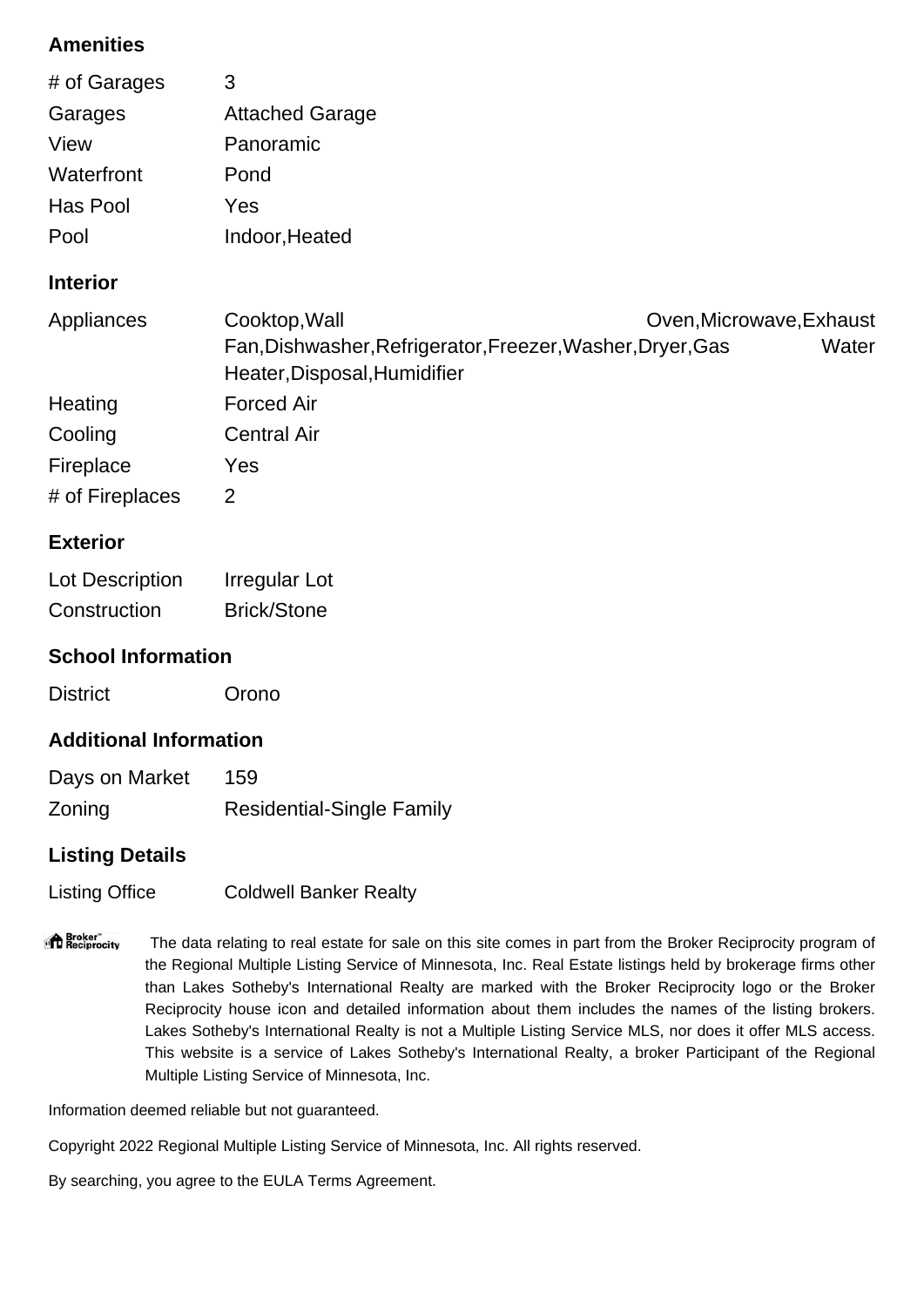### Amenities

| | |
|---|---|
| # of Garages | 3 |
| Garages | Attached Garage |
| View | Panoramic |
| Waterfront | Pond |
| Has Pool | Yes |
| Pool | Indoor,Heated |

### Interior

| | |
|---|---|
| Appliances | Cooktop,Wall Oven,Microwave,Exhaust Fan,Dishwasher,Refrigerator,Freezer,Washer,Dryer,Gas Water Heater,Disposal,Humidifier |
| Heating | Forced Air |
| Cooling | Central Air |
| Fireplace | Yes |
| # of Fireplaces | 2 |

### Exterior

| | |
|---|---|
| Lot Description | Irregular Lot |
| Construction | Brick/Stone |

### School Information

| | |
|---|---|
| District | Orono |

### Additional Information

| | |
|---|---|
| Days on Market | 159 |
| Zoning | Residential-Single Family |

### Listing Details

| | |
|---|---|
| Listing Office | Coldwell Banker Realty |

The data relating to real estate for sale on this site comes in part from the Broker Reciprocity program of the Regional Multiple Listing Service of Minnesota, Inc. Real Estate listings held by brokerage firms other than Lakes Sotheby's International Realty are marked with the Broker Reciprocity logo or the Broker Reciprocity house icon and detailed information about them includes the names of the listing brokers. Lakes Sotheby's International Realty is not a Multiple Listing Service MLS, nor does it offer MLS access. This website is a service of Lakes Sotheby's International Realty, a broker Participant of the Regional Multiple Listing Service of Minnesota, Inc.

Information deemed reliable but not guaranteed.

Copyright 2022 Regional Multiple Listing Service of Minnesota, Inc. All rights reserved.

By searching, you agree to the EULA Terms Agreement.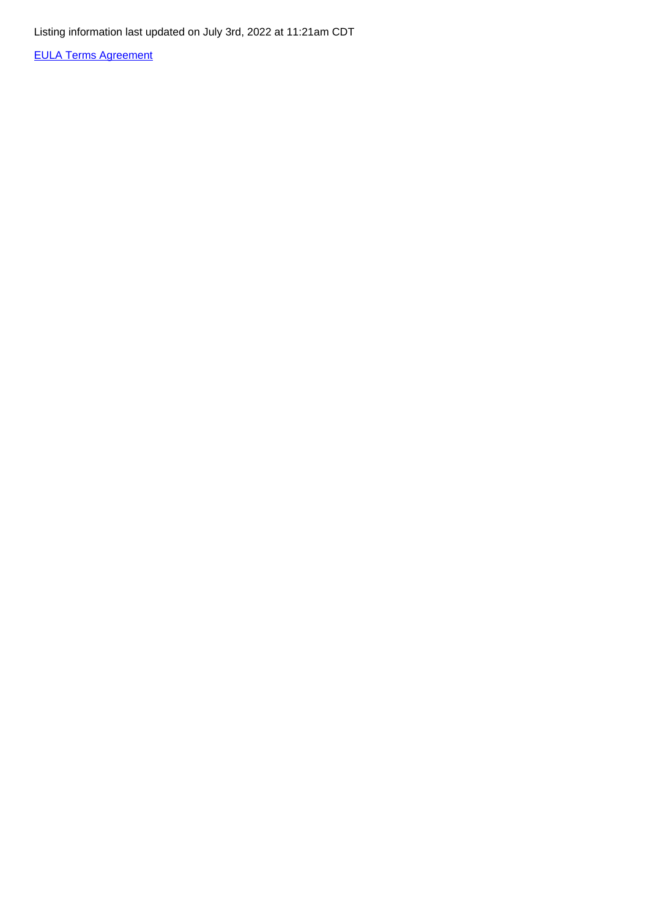Listing information last updated on July 3rd, 2022 at 11:21am CDT

EULA Terms Agreement